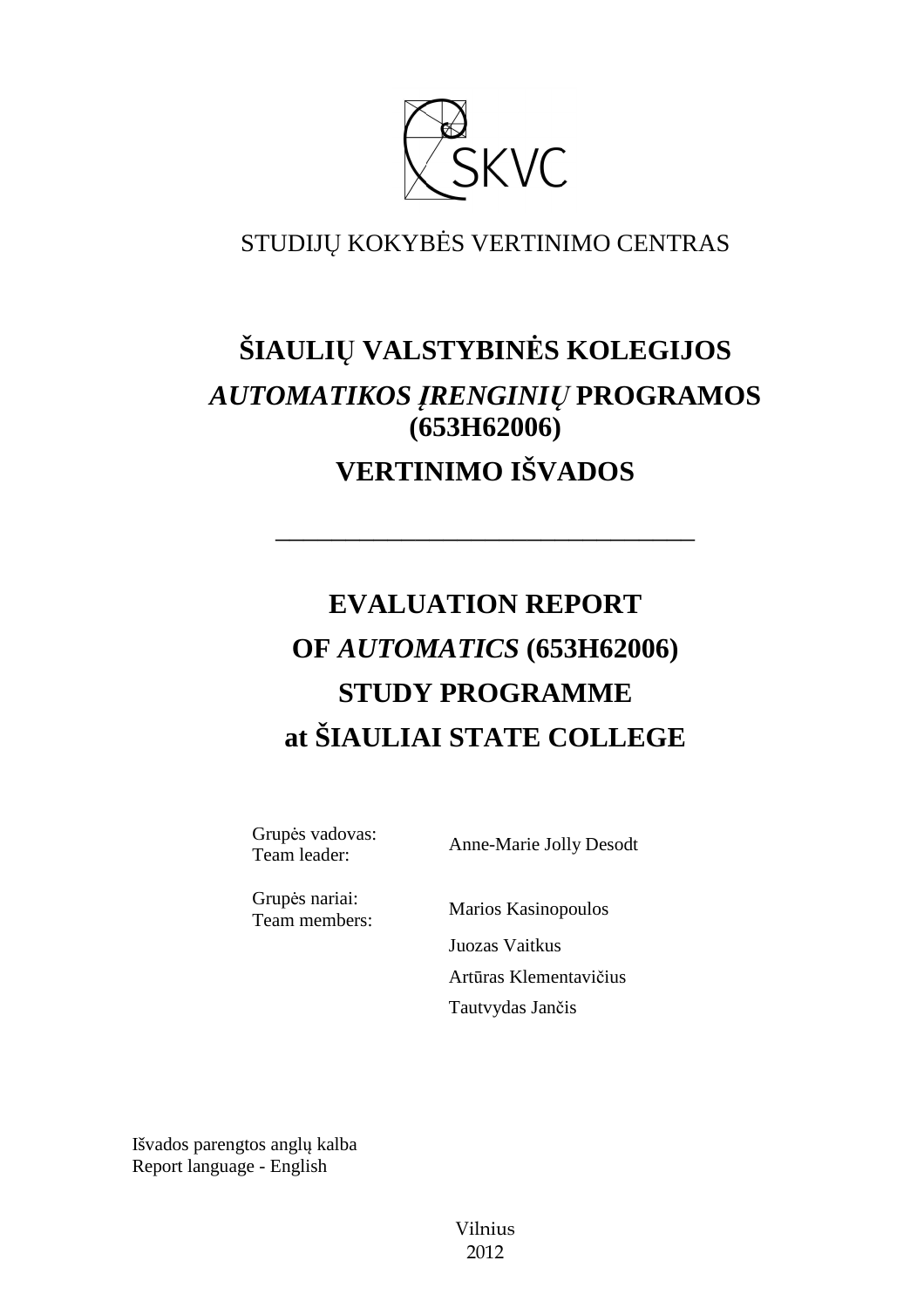SKVC

STUDIJŲ KOKYBĖS VERTINIMO CENTRAS

# ŠIAULIŲ VALSTYBINĖS KOLEGIJOS *AUTOMATIKOS ĮRENGINIŲ* PROGRAMOS (653H62006) VERTINIMO IŠVADOS

---

# EVALUATION REPORT OF *AUTOMATICS* (653H62006) STUDY PROGRAMME at ŠIAULIAI STATE COLLEGE

| | |
|---|---|
| Grupės vadovas: Team leader: | Anne-Marie Jolly Desodt |
| Grupės nariai: Team members: | Marios Kasinopoulos |
| | Juozas Vaitkus |
| | Artūras Klementavičius |
| | Tautvydas Jančis |

Išvados parengtos anglų kalba
Report language - English

Vilnius
2012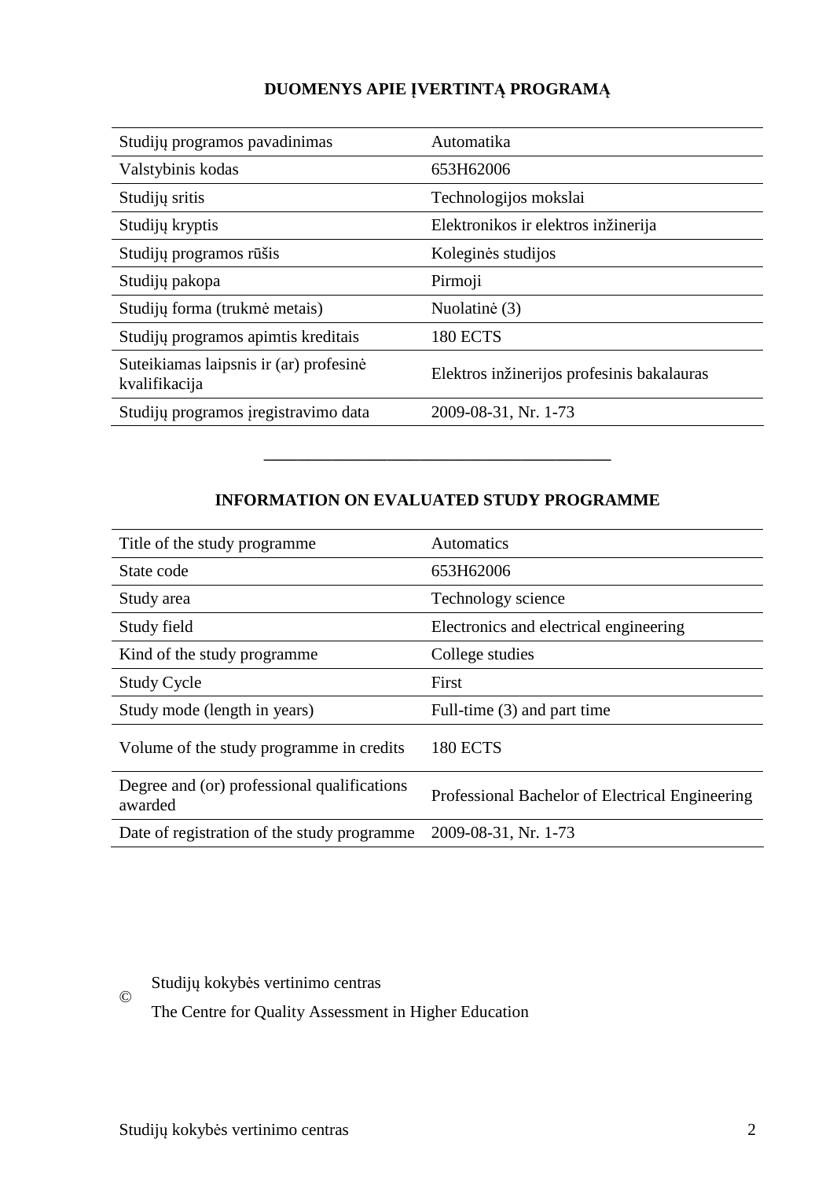# DUOMENYS APIE ĮVERTINTĄ PROGRAMĄ

| | |
|---|---|
| Studijų programos pavadinimas | Automatika |
| Valstybinis kodas | 653H62006 |
| Studijų sritis | Technologijos mokslai |
| Studijų kryptis | Elektronikos ir elektros inžinerija |
| Studijų programos rūšis | Koleginės studijos |
| Studijų pakopa | Pirmoji |
| Studijų forma (trukmė metais) | Nuolatinė (3) |
| Studijų programos apimtis kreditais | 180 ECTS |
| Suteikiamas laipsnis ir (ar) profesinė kvalifikacija | Elektros inžinerijos profesinis bakalauras |
| Studijų programos įregistravimo data | 2009-08-31, Nr. 1-73 |

---

# INFORMATION ON EVALUATED STUDY PROGRAMME

| | |
|---|---|
| Title of the study programme | Automatics |
| State code | 653H62006 |
| Study area | Technology science |
| Study field | Electronics and electrical engineering |
| Kind of the study programme | College studies |
| Study Cycle | First |
| Study mode (length in years) | Full-time (3) and part time |
| Volume of the study programme in credits | 180 ECTS |
| Degree and (or) professional qualifications awarded | Professional Bachelor of Electrical Engineering |
| Date of registration of the study programme | 2009-08-31, Nr. 1-73 |

© Studijų kokybės vertinimo centras

The Centre for Quality Assessment in Higher Education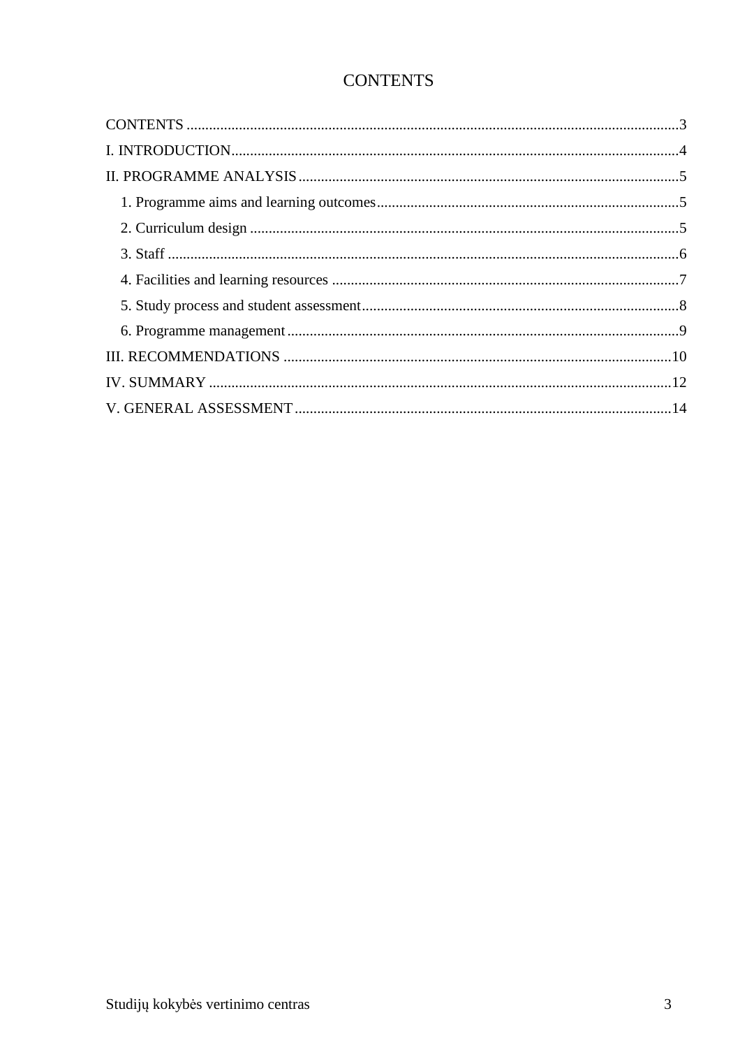# CONTENTS

CONTENTS ........................................................................................................................3

I. INTRODUCTION............................................................................................................4

II. PROGRAMME ANALYSIS ..........................................................................................5

1. Programme aims and learning outcomes.........................................................................5
2. Curriculum design ..........................................................................................................5
3. Staff ................................................................................................................................6
4. Facilities and learning resources .....................................................................................7
5. Study process and student assessment.............................................................................8
6. Programme management ................................................................................................9

III. RECOMMENDATIONS ............................................................................................10

IV. SUMMARY ...............................................................................................................12

V. GENERAL ASSESSMENT ...........................................................................................14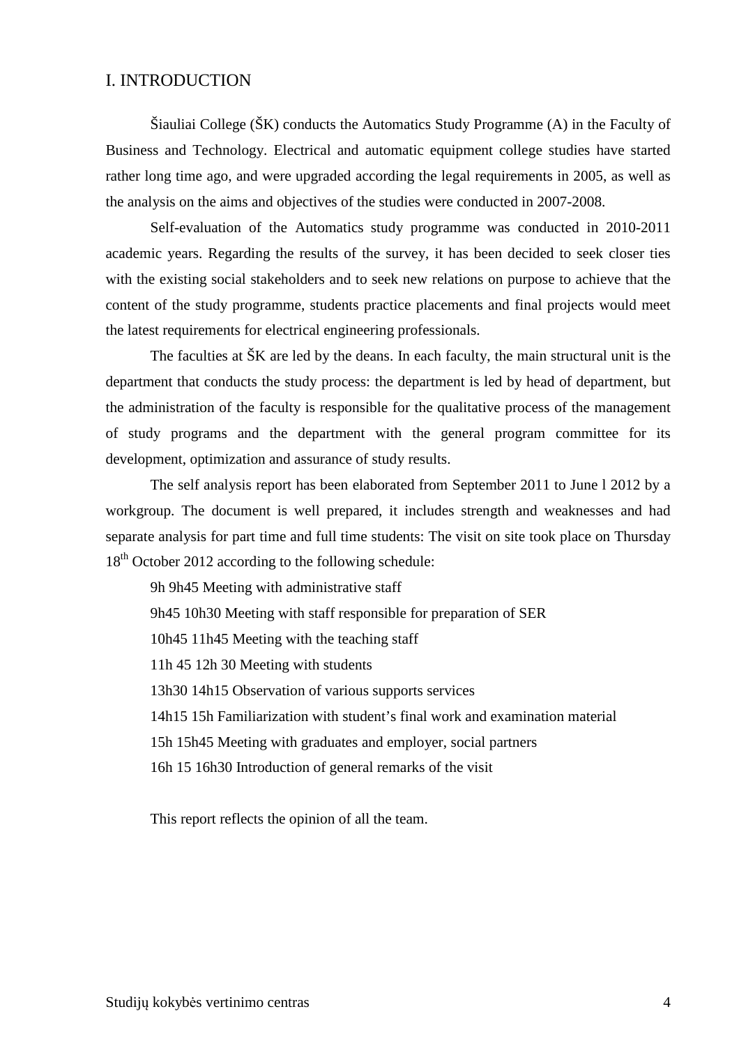# I. INTRODUCTION

Šiauliai College (ŠK) conducts the Automatics Study Programme (A) in the Faculty of Business and Technology. Electrical and automatic equipment college studies have started rather long time ago, and were upgraded according the legal requirements in 2005, as well as the analysis on the aims and objectives of the studies were conducted in 2007-2008.

Self-evaluation of the Automatics study programme was conducted in 2010-2011 academic years. Regarding the results of the survey, it has been decided to seek closer ties with the existing social stakeholders and to seek new relations on purpose to achieve that the content of the study programme, students practice placements and final projects would meet the latest requirements for electrical engineering professionals.

The faculties at ŠK are led by the deans. In each faculty, the main structural unit is the department that conducts the study process: the department is led by head of department, but the administration of the faculty is responsible for the qualitative process of the management of study programs and the department with the general program committee for its development, optimization and assurance of study results.

The self analysis report has been elaborated from September 2011 to June l 2012 by a workgroup. The document is well prepared, it includes strength and weaknesses and had separate analysis for part time and full time students: The visit on site took place on Thursday 18th October 2012 according to the following schedule:

9h 9h45 Meeting with administrative staff

9h45 10h30 Meeting with staff responsible for preparation of SER

10h45 11h45 Meeting with the teaching staff

11h 45 12h 30 Meeting with students

13h30 14h15 Observation of various supports services

14h15 15h Familiarization with student's final work and examination material

15h 15h45 Meeting with graduates and employer, social partners

16h 15 16h30 Introduction of general remarks of the visit

This report reflects the opinion of all the team.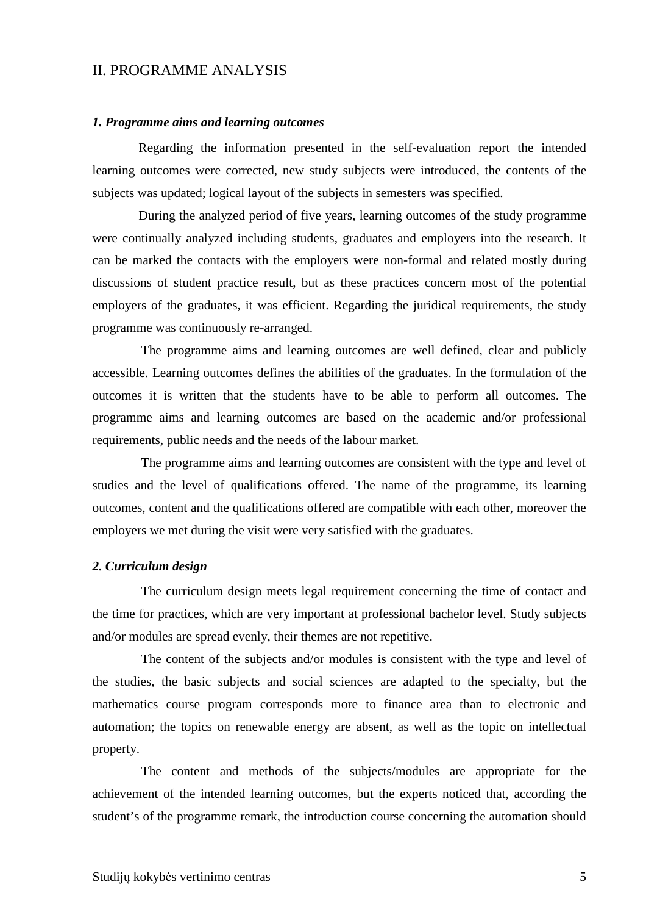## II. PROGRAMME ANALYSIS

### *1. Programme aims and learning outcomes*

Regarding the information presented in the self-evaluation report the intended learning outcomes were corrected, new study subjects were introduced, the contents of the subjects was updated; logical layout of the subjects in semesters was specified.

During the analyzed period of five years, learning outcomes of the study programme were continually analyzed including students, graduates and employers into the research. It can be marked the contacts with the employers were non-formal and related mostly during discussions of student practice result, but as these practices concern most of the potential employers of the graduates, it was efficient. Regarding the juridical requirements, the study programme was continuously re-arranged.

The programme aims and learning outcomes are well defined, clear and publicly accessible. Learning outcomes defines the abilities of the graduates. In the formulation of the outcomes it is written that the students have to be able to perform all outcomes. The programme aims and learning outcomes are based on the academic and/or professional requirements, public needs and the needs of the labour market.

The programme aims and learning outcomes are consistent with the type and level of studies and the level of qualifications offered. The name of the programme, its learning outcomes, content and the qualifications offered are compatible with each other, moreover the employers we met during the visit were very satisfied with the graduates.

### *2. Curriculum design*

The curriculum design meets legal requirement concerning the time of contact and the time for practices, which are very important at professional bachelor level. Study subjects and/or modules are spread evenly, their themes are not repetitive.

The content of the subjects and/or modules is consistent with the type and level of the studies, the basic subjects and social sciences are adapted to the specialty, but the mathematics course program corresponds more to finance area than to electronic and automation; the topics on renewable energy are absent, as well as the topic on intellectual property.

The content and methods of the subjects/modules are appropriate for the achievement of the intended learning outcomes, but the experts noticed that, according the student's of the programme remark, the introduction course concerning the automation should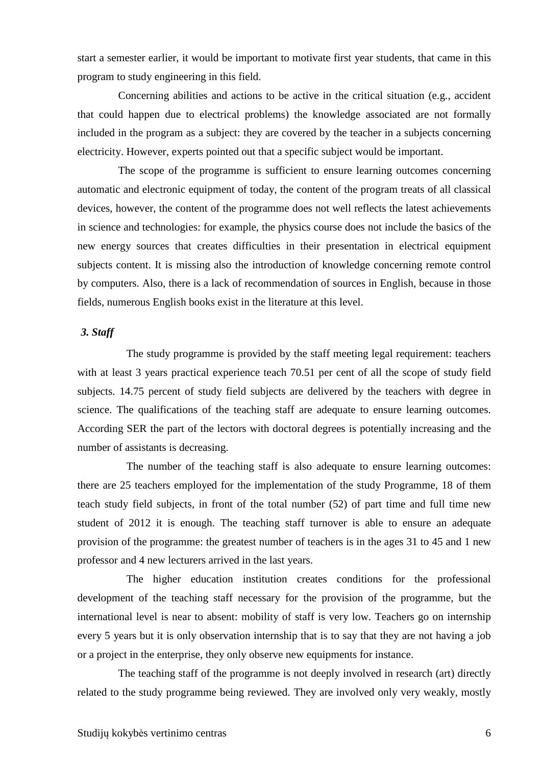start a semester earlier, it would be important to motivate first year students, that came in this program to study engineering in this field.

Concerning abilities and actions to be active in the critical situation (e.g., accident that could happen due to electrical problems) the knowledge associated are not formally included in the program as a subject: they are covered by the teacher in a subjects concerning electricity. However, experts pointed out that a specific subject would be important.

The scope of the programme is sufficient to ensure learning outcomes concerning automatic and electronic equipment of today, the content of the program treats of all classical devices, however, the content of the programme does not well reflects the latest achievements in science and technologies: for example, the physics course does not include the basics of the new energy sources that creates difficulties in their presentation in electrical equipment subjects content. It is missing also the introduction of knowledge concerning remote control by computers. Also, there is a lack of recommendation of sources in English, because in those fields, numerous English books exist in the literature at this level.

### *3. Staff*

The study programme is provided by the staff meeting legal requirement: teachers with at least 3 years practical experience teach 70.51 per cent of all the scope of study field subjects. 14.75 percent of study field subjects are delivered by the teachers with degree in science. The qualifications of the teaching staff are adequate to ensure learning outcomes. According SER the part of the lectors with doctoral degrees is potentially increasing and the number of assistants is decreasing.

The number of the teaching staff is also adequate to ensure learning outcomes: there are 25 teachers employed for the implementation of the study Programme, 18 of them teach study field subjects, in front of the total number (52) of part time and full time new student of 2012 it is enough. The teaching staff turnover is able to ensure an adequate provision of the programme: the greatest number of teachers is in the ages 31 to 45 and 1 new professor and 4 new lecturers arrived in the last years.

The higher education institution creates conditions for the professional development of the teaching staff necessary for the provision of the programme, but the international level is near to absent: mobility of staff is very low. Teachers go on internship every 5 years but it is only observation internship that is to say that they are not having a job or a project in the enterprise, they only observe new equipments for instance.

The teaching staff of the programme is not deeply involved in research (art) directly related to the study programme being reviewed. They are involved only very weakly, mostly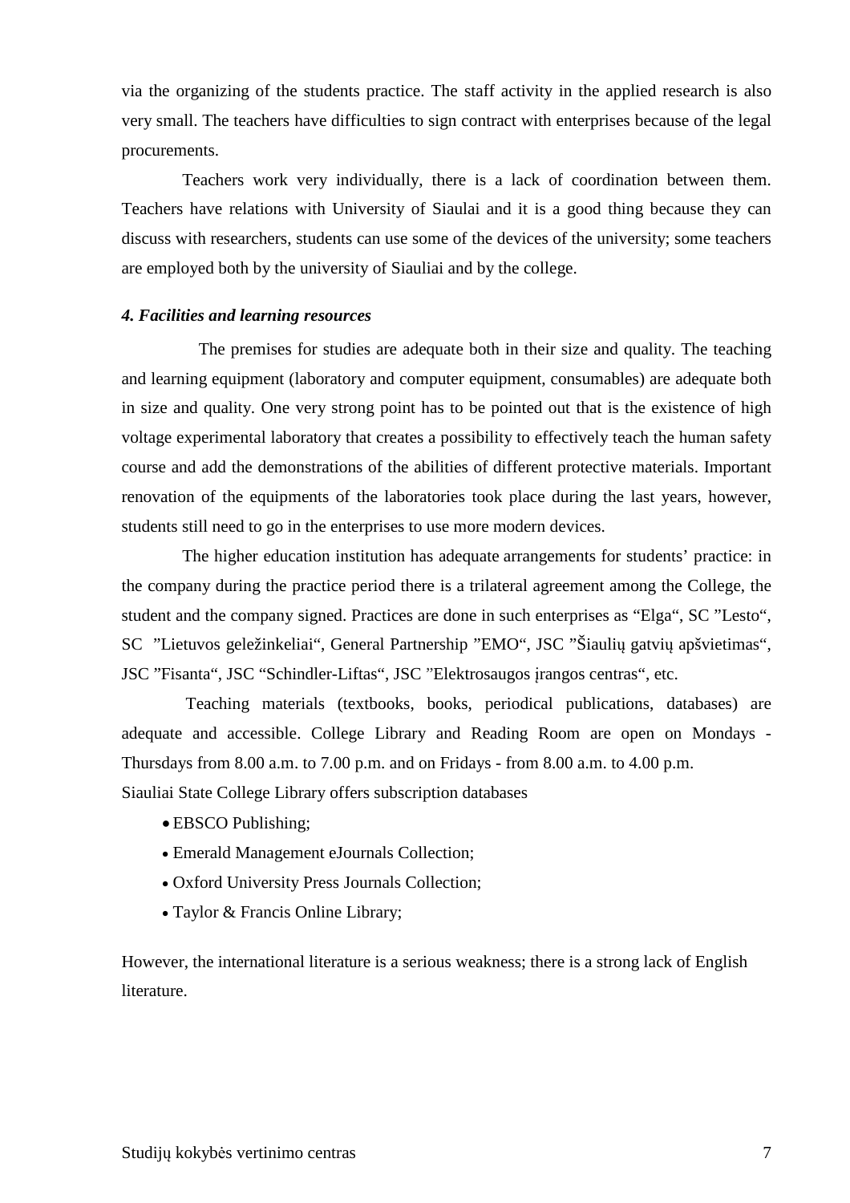via the organizing of the students practice. The staff activity in the applied research is also very small. The teachers have difficulties to sign contract with enterprises because of the legal procurements.

Teachers work very individually, there is a lack of coordination between them. Teachers have relations with University of Siaulai and it is a good thing because they can discuss with researchers, students can use some of the devices of the university; some teachers are employed both by the university of Siauliai and by the college.

***4. Facilities and learning resources***

The premises for studies are adequate both in their size and quality. The teaching and learning equipment (laboratory and computer equipment, consumables) are adequate both in size and quality. One very strong point has to be pointed out that is the existence of high voltage experimental laboratory that creates a possibility to effectively teach the human safety course and add the demonstrations of the abilities of different protective materials. Important renovation of the equipments of the laboratories took place during the last years, however, students still need to go in the enterprises to use more modern devices.

The higher education institution has adequate arrangements for students' practice: in the company during the practice period there is a trilateral agreement among the College, the student and the company signed. Practices are done in such enterprises as "Elga", SC "Lesto", SC "Lietuvos geležinkeliai", General Partnership "EMO", JSC "Šiaulių gatvių apšvietimas", JSC "Fisanta", JSC "Schindler-Liftas", JSC "Elektrosaugos įrangos centras", etc.

Teaching materials (textbooks, books, periodical publications, databases) are adequate and accessible. College Library and Reading Room are open on Mondays - Thursdays from 8.00 a.m. to 7.00 p.m. and on Fridays - from 8.00 a.m. to 4.00 p.m.
Siauliai State College Library offers subscription databases

- EBSCO Publishing;
- Emerald Management eJournals Collection;
- Oxford University Press Journals Collection;
- Taylor & Francis Online Library;

However, the international literature is a serious weakness; there is a strong lack of English literature.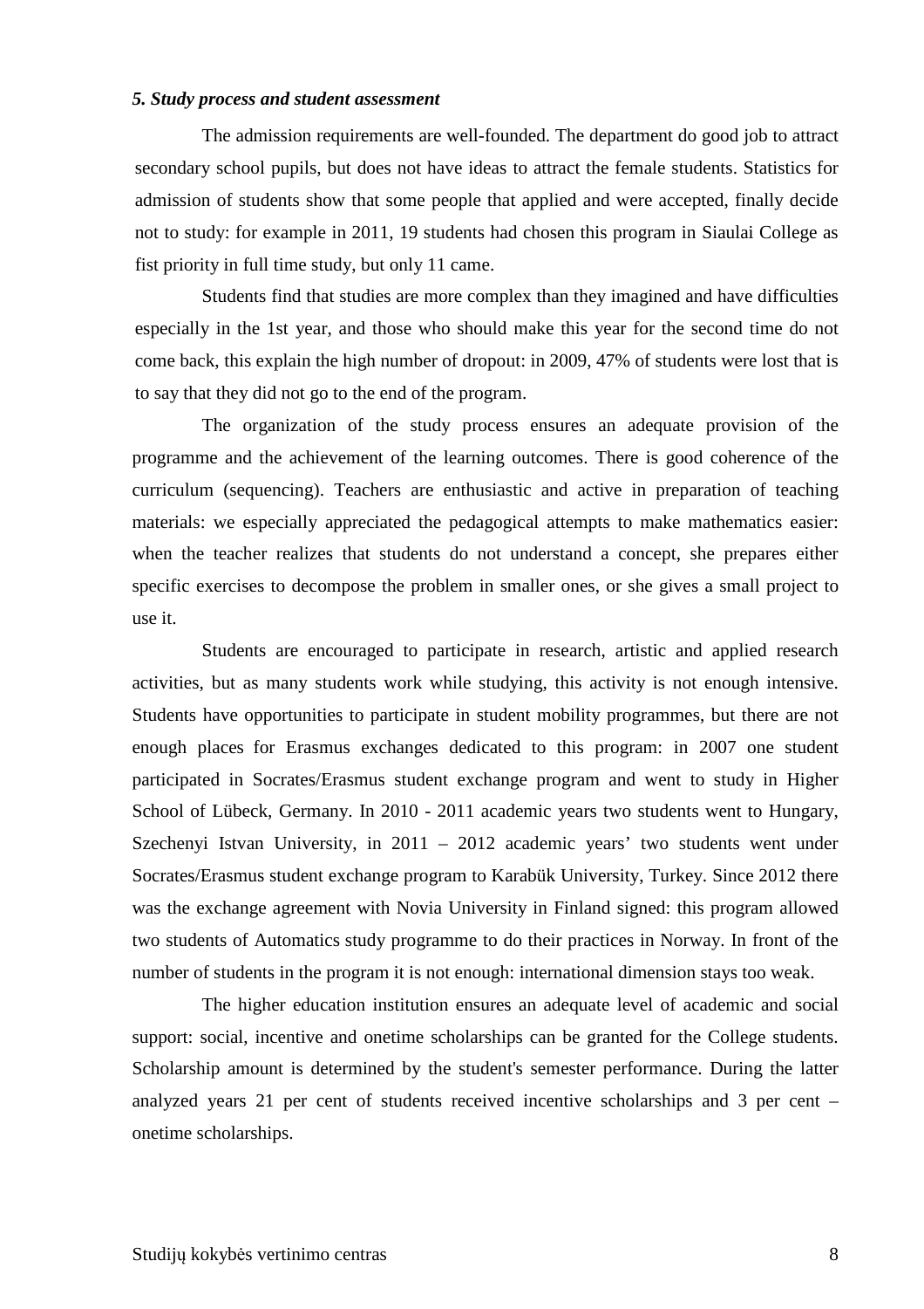### *5. Study process and student assessment*

The admission requirements are well-founded. The department do good job to attract secondary school pupils, but does not have ideas to attract the female students. Statistics for admission of students show that some people that applied and were accepted, finally decide not to study: for example in 2011, 19 students had chosen this program in Siaulai College as fist priority in full time study, but only 11 came.

Students find that studies are more complex than they imagined and have difficulties especially in the 1st year, and those who should make this year for the second time do not come back, this explain the high number of dropout: in 2009, 47% of students were lost that is to say that they did not go to the end of the program.

The organization of the study process ensures an adequate provision of the programme and the achievement of the learning outcomes. There is good coherence of the curriculum (sequencing). Teachers are enthusiastic and active in preparation of teaching materials: we especially appreciated the pedagogical attempts to make mathematics easier: when the teacher realizes that students do not understand a concept, she prepares either specific exercises to decompose the problem in smaller ones, or she gives a small project to use it.

Students are encouraged to participate in research, artistic and applied research activities, but as many students work while studying, this activity is not enough intensive. Students have opportunities to participate in student mobility programmes, but there are not enough places for Erasmus exchanges dedicated to this program: in 2007 one student participated in Socrates/Erasmus student exchange program and went to study in Higher School of Lübeck, Germany. In 2010 - 2011 academic years two students went to Hungary, Szechenyi Istvan University, in 2011 – 2012 academic years' two students went under Socrates/Erasmus student exchange program to Karabük University, Turkey. Since 2012 there was the exchange agreement with Novia University in Finland signed: this program allowed two students of Automatics study programme to do their practices in Norway. In front of the number of students in the program it is not enough: international dimension stays too weak.

The higher education institution ensures an adequate level of academic and social support: social, incentive and onetime scholarships can be granted for the College students. Scholarship amount is determined by the student's semester performance. During the latter analyzed years 21 per cent of students received incentive scholarships and 3 per cent – onetime scholarships.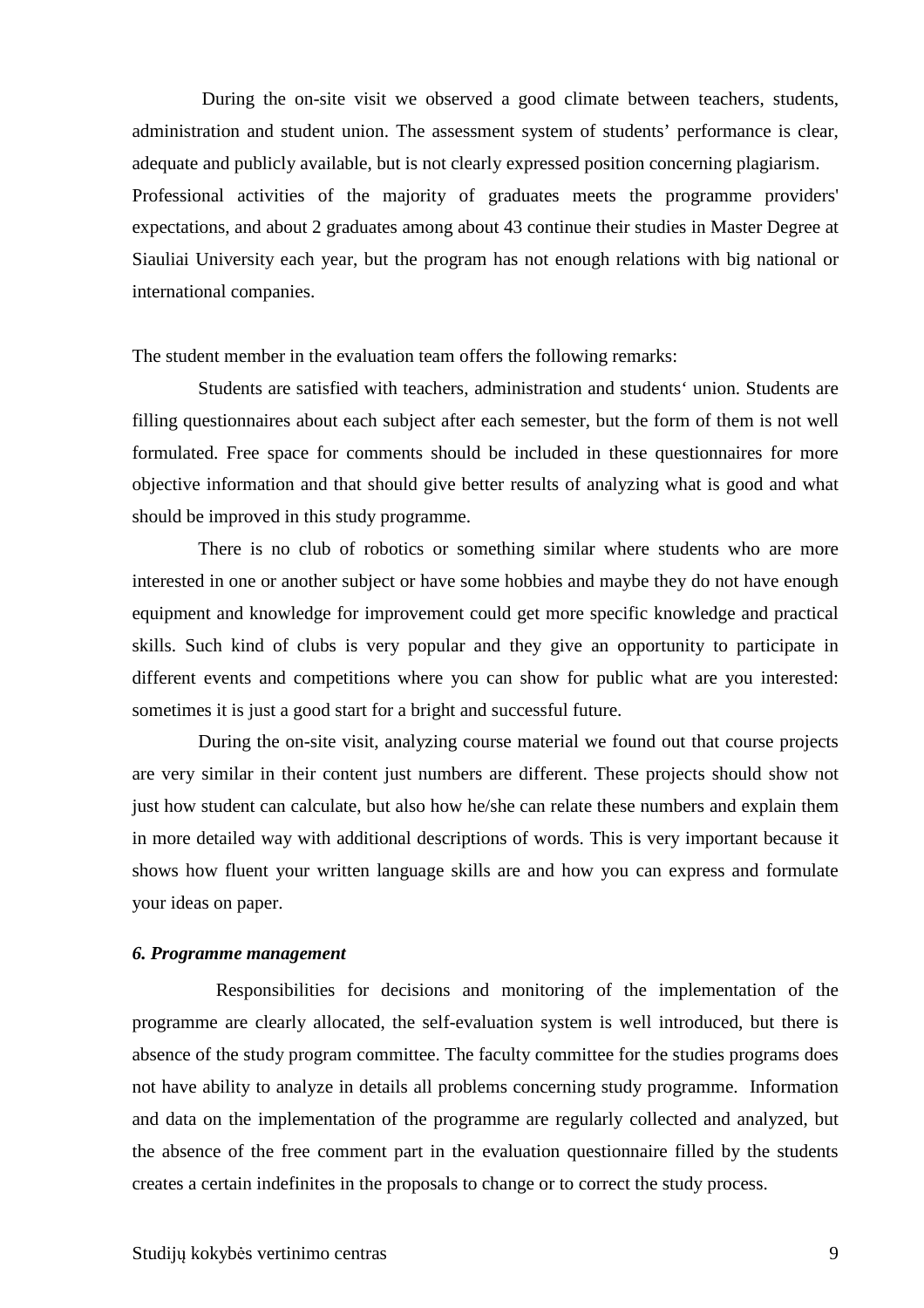During the on-site visit we observed a good climate between teachers, students, administration and student union. The assessment system of students' performance is clear, adequate and publicly available, but is not clearly expressed position concerning plagiarism. Professional activities of the majority of graduates meets the programme providers' expectations, and about 2 graduates among about 43 continue their studies in Master Degree at Siauliai University each year, but the program has not enough relations with big national or international companies.

The student member in the evaluation team offers the following remarks:

Students are satisfied with teachers, administration and students‘ union. Students are filling questionnaires about each subject after each semester, but the form of them is not well formulated. Free space for comments should be included in these questionnaires for more objective information and that should give better results of analyzing what is good and what should be improved in this study programme.

There is no club of robotics or something similar where students who are more interested in one or another subject or have some hobbies and maybe they do not have enough equipment and knowledge for improvement could get more specific knowledge and practical skills. Such kind of clubs is very popular and they give an opportunity to participate in different events and competitions where you can show for public what are you interested: sometimes it is just a good start for a bright and successful future.

During the on-site visit, analyzing course material we found out that course projects are very similar in their content just numbers are different. These projects should show not just how student can calculate, but also how he/she can relate these numbers and explain them in more detailed way with additional descriptions of words. This is very important because it shows how fluent your written language skills are and how you can express and formulate your ideas on paper.

### *6. Programme management*

Responsibilities for decisions and monitoring of the implementation of the programme are clearly allocated, the self-evaluation system is well introduced, but there is absence of the study program committee. The faculty committee for the studies programs does not have ability to analyze in details all problems concerning study programme. Information and data on the implementation of the programme are regularly collected and analyzed, but the absence of the free comment part in the evaluation questionnaire filled by the students creates a certain indefinites in the proposals to change or to correct the study process.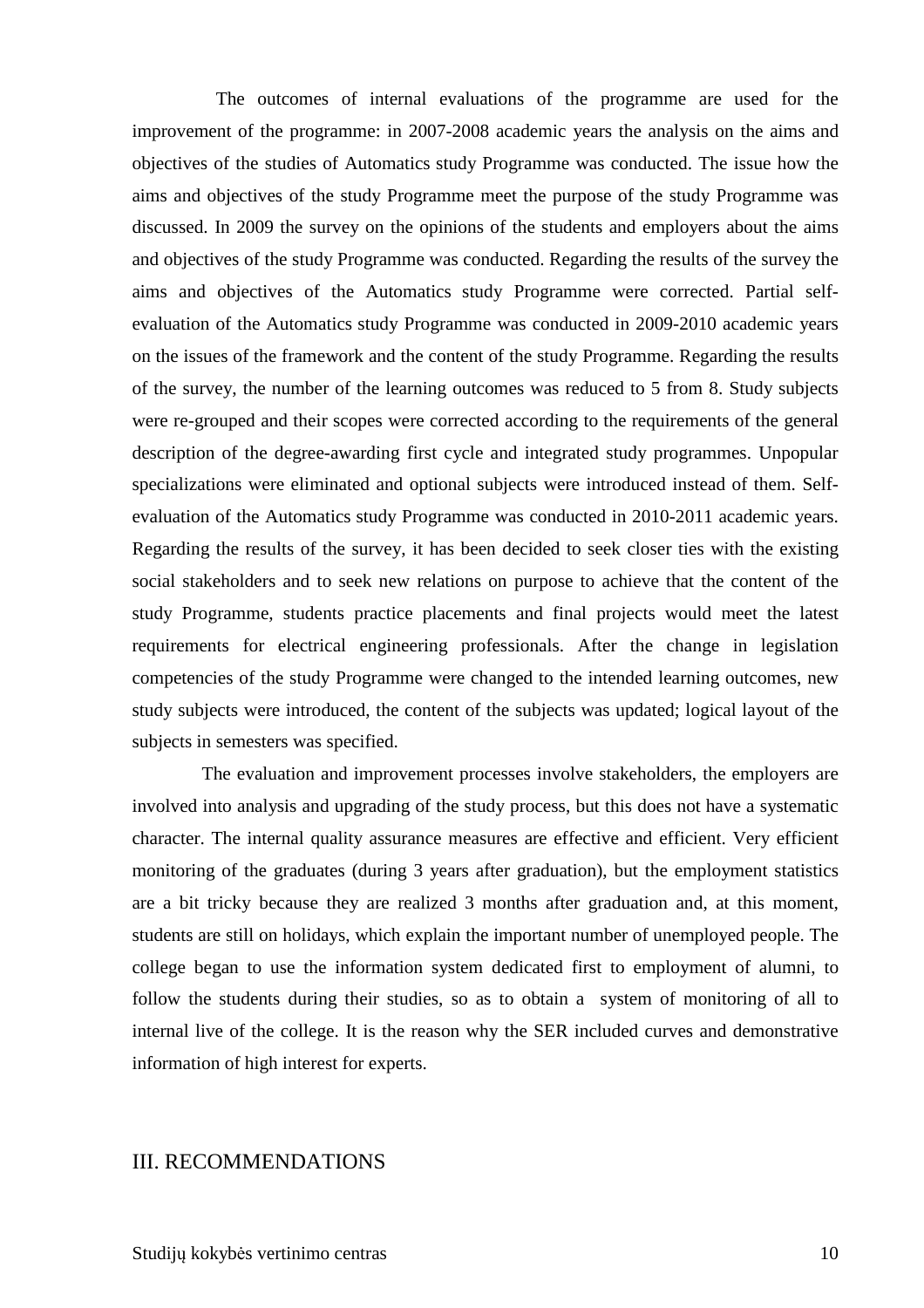The outcomes of internal evaluations of the programme are used for the improvement of the programme: in 2007-2008 academic years the analysis on the aims and objectives of the studies of Automatics study Programme was conducted. The issue how the aims and objectives of the study Programme meet the purpose of the study Programme was discussed. In 2009 the survey on the opinions of the students and employers about the aims and objectives of the study Programme was conducted. Regarding the results of the survey the aims and objectives of the Automatics study Programme were corrected. Partial self-evaluation of the Automatics study Programme was conducted in 2009-2010 academic years on the issues of the framework and the content of the study Programme. Regarding the results of the survey, the number of the learning outcomes was reduced to 5 from 8. Study subjects were re-grouped and their scopes were corrected according to the requirements of the general description of the degree-awarding first cycle and integrated study programmes. Unpopular specializations were eliminated and optional subjects were introduced instead of them. Self-evaluation of the Automatics study Programme was conducted in 2010-2011 academic years. Regarding the results of the survey, it has been decided to seek closer ties with the existing social stakeholders and to seek new relations on purpose to achieve that the content of the study Programme, students practice placements and final projects would meet the latest requirements for electrical engineering professionals. After the change in legislation competencies of the study Programme were changed to the intended learning outcomes, new study subjects were introduced, the content of the subjects was updated; logical layout of the subjects in semesters was specified.

The evaluation and improvement processes involve stakeholders, the employers are involved into analysis and upgrading of the study process, but this does not have a systematic character. The internal quality assurance measures are effective and efficient. Very efficient monitoring of the graduates (during 3 years after graduation), but the employment statistics are a bit tricky because they are realized 3 months after graduation and, at this moment, students are still on holidays, which explain the important number of unemployed people. The college began to use the information system dedicated first to employment of alumni, to follow the students during their studies, so as to obtain a system of monitoring of all to internal live of the college. It is the reason why the SER included curves and demonstrative information of high interest for experts.

## III. RECOMMENDATIONS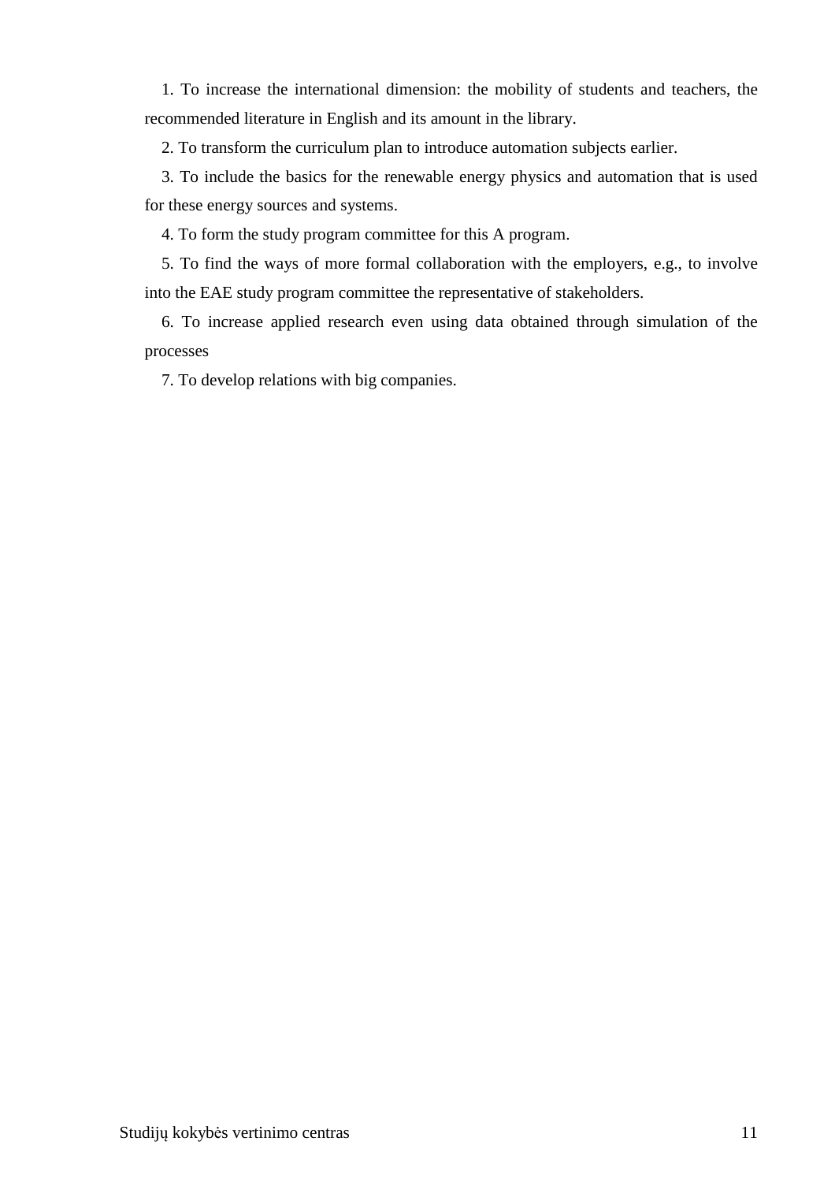1. To increase the international dimension: the mobility of students and teachers, the recommended literature in English and its amount in the library.

2. To transform the curriculum plan to introduce automation subjects earlier.

3. To include the basics for the renewable energy physics and automation that is used for these energy sources and systems.

4. To form the study program committee for this A program.

5. To find the ways of more formal collaboration with the employers, e.g., to involve into the EAE study program committee the representative of stakeholders.

6. To increase applied research even using data obtained through simulation of the processes

7. To develop relations with big companies.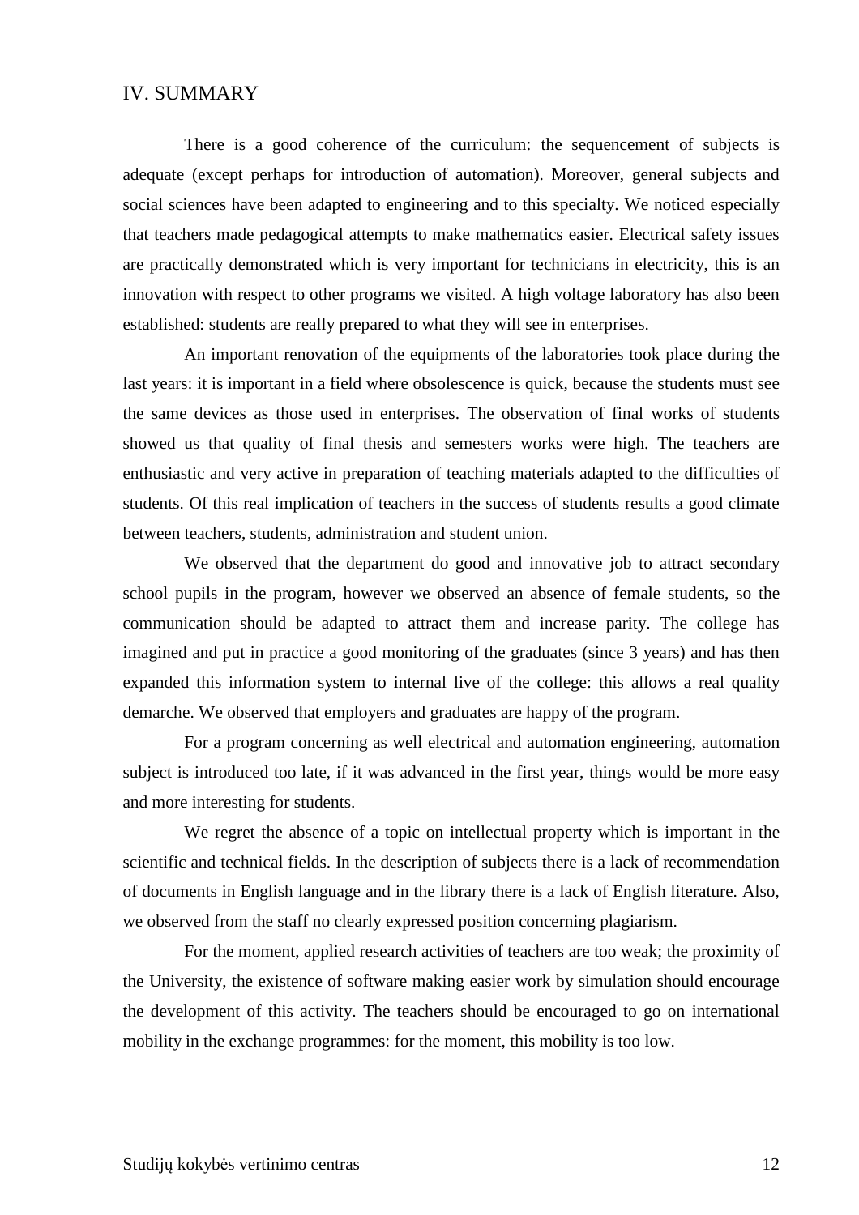## IV. SUMMARY

There is a good coherence of the curriculum: the sequencement of subjects is adequate (except perhaps for introduction of automation). Moreover, general subjects and social sciences have been adapted to engineering and to this specialty. We noticed especially that teachers made pedagogical attempts to make mathematics easier. Electrical safety issues are practically demonstrated which is very important for technicians in electricity, this is an innovation with respect to other programs we visited. A high voltage laboratory has also been established: students are really prepared to what they will see in enterprises.

An important renovation of the equipments of the laboratories took place during the last years: it is important in a field where obsolescence is quick, because the students must see the same devices as those used in enterprises. The observation of final works of students showed us that quality of final thesis and semesters works were high. The teachers are enthusiastic and very active in preparation of teaching materials adapted to the difficulties of students. Of this real implication of teachers in the success of students results a good climate between teachers, students, administration and student union.

We observed that the department do good and innovative job to attract secondary school pupils in the program, however we observed an absence of female students, so the communication should be adapted to attract them and increase parity. The college has imagined and put in practice a good monitoring of the graduates (since 3 years) and has then expanded this information system to internal live of the college: this allows a real quality demarche. We observed that employers and graduates are happy of the program.

For a program concerning as well electrical and automation engineering, automation subject is introduced too late, if it was advanced in the first year, things would be more easy and more interesting for students.

We regret the absence of a topic on intellectual property which is important in the scientific and technical fields. In the description of subjects there is a lack of recommendation of documents in English language and in the library there is a lack of English literature. Also, we observed from the staff no clearly expressed position concerning plagiarism.

For the moment, applied research activities of teachers are too weak; the proximity of the University, the existence of software making easier work by simulation should encourage the development of this activity. The teachers should be encouraged to go on international mobility in the exchange programmes: for the moment, this mobility is too low.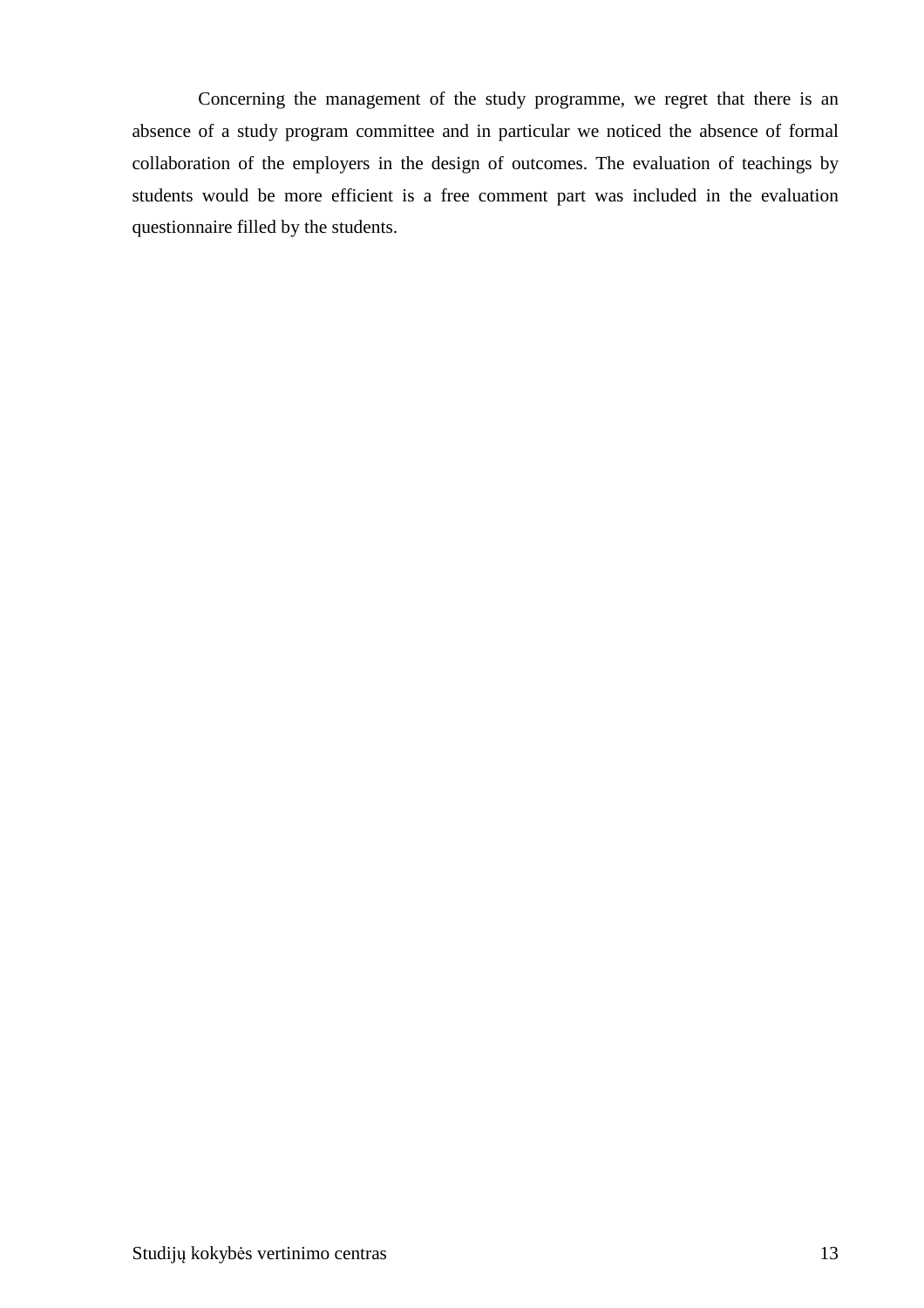Concerning the management of the study programme, we regret that there is an absence of a study program committee and in particular we noticed the absence of formal collaboration of the employers in the design of outcomes. The evaluation of teachings by students would be more efficient is a free comment part was included in the evaluation questionnaire filled by the students.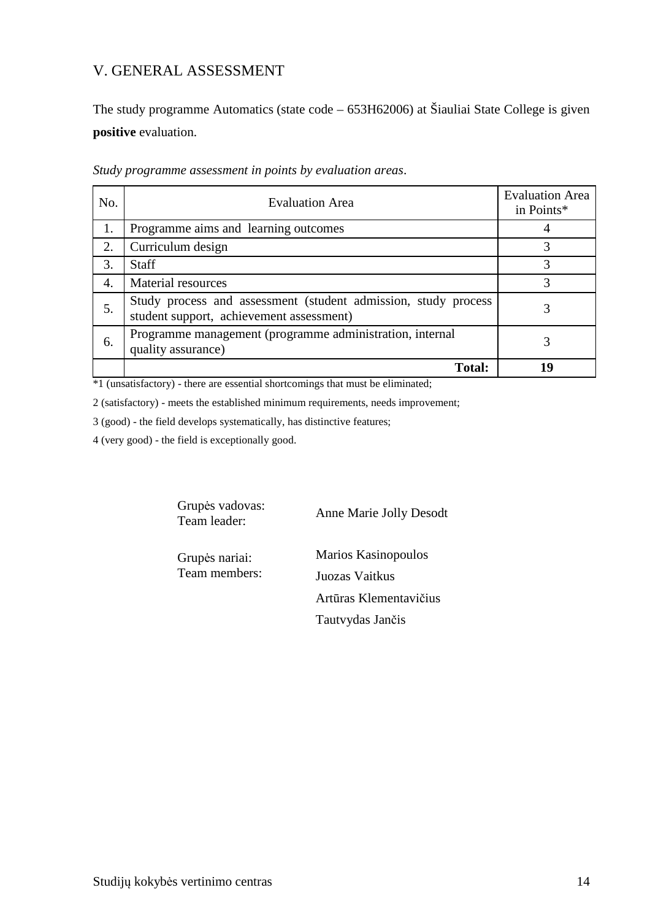## V. GENERAL ASSESSMENT

The study programme Automatics (state code – 653H62006) at Šiauliai State College is given **positive** evaluation.

*Study programme assessment in points by evaluation areas*.

| No. | Evaluation Area | Evaluation Area in Points* |
|---|---|---|
| 1. | Programme aims and learning outcomes | 4 |
| 2. | Curriculum design | 3 |
| 3. | Staff | 3 |
| 4. | Material resources | 3 |
| 5. | Study process and assessment (student admission, study process student support, achievement assessment) | 3 |
| 6. | Programme management (programme administration, internal quality assurance) | 3 |
| | **Total:** | **19** |

*1 (unsatisfactory) - there are essential shortcomings that must be eliminated;

2 (satisfactory) - meets the established minimum requirements, needs improvement;

3 (good) - the field develops systematically, has distinctive features;

4 (very good) - the field is exceptionally good.

Grupės vadovas:
Team leader: Anne Marie Jolly Desodt

Grupės nariai:
Team members:
Marios Kasinopoulos
Juozas Vaitkus
Artūras Klementavičius
Tautvydas Jančis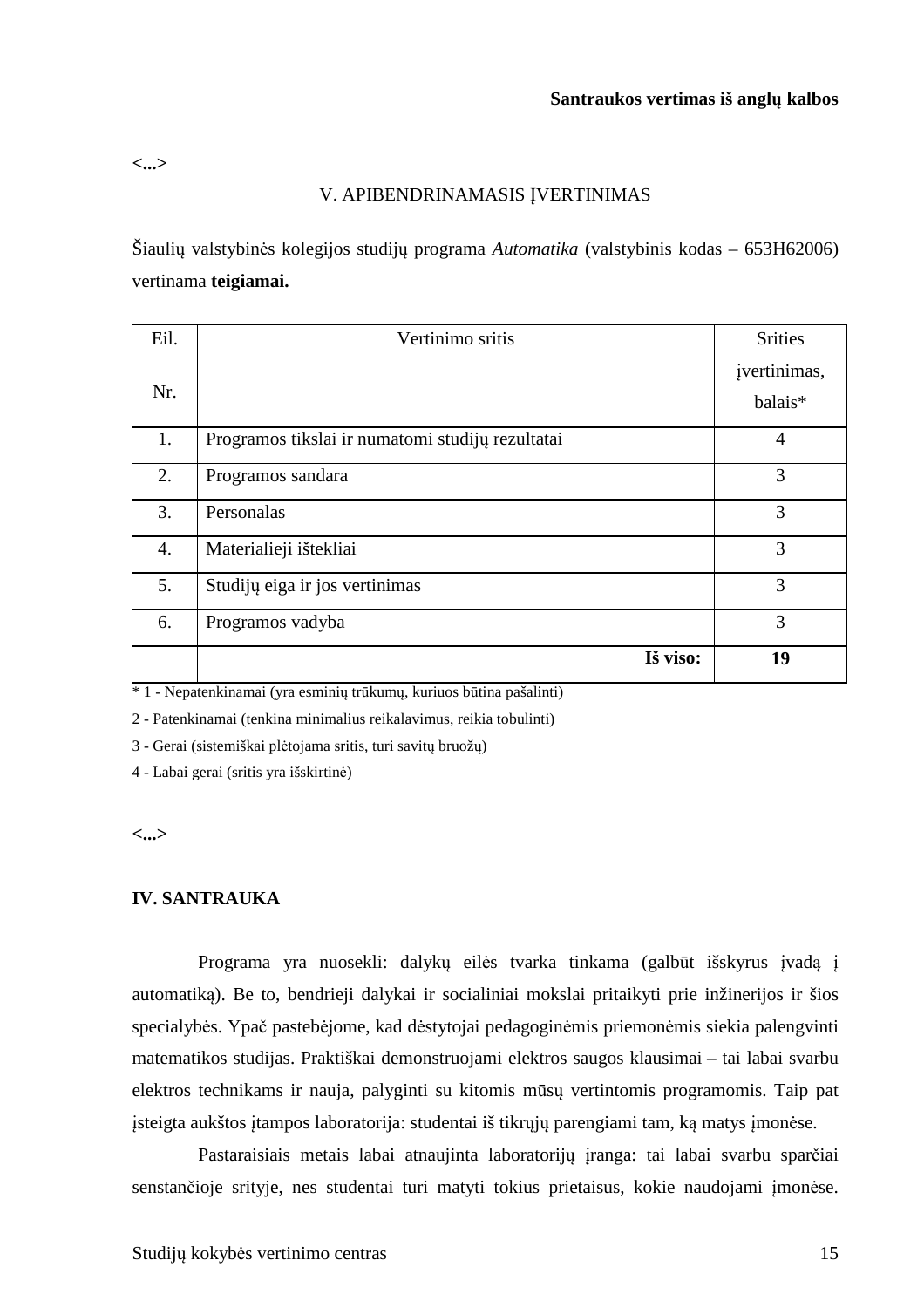**Santraukos vertimas iš anglų kalbos**

**<...>**

## V. APIBENDRINAMASIS ĮVERTINIMAS

Šiaulių valstybinės kolegijos studijų programa *Automatika* (valstybinis kodas – 653H62006) vertinama **teigiamai.**

| Eil. Nr. | Vertinimo sritis | Srities įvertinimas, balais* |
|---|---|---|
| 1. | Programos tikslai ir numatomi studijų rezultatai | 4 |
| 2. | Programos sandara | 3 |
| 3. | Personalas | 3 |
| 4. | Materialieji ištekliai | 3 |
| 5. | Studijų eiga ir jos vertinimas | 3 |
| 6. | Programos vadyba | 3 |
| | **Iš viso:** | **19** |

\* 1 - Nepatenkinamai (yra esminių trūkumų, kuriuos būtina pašalinti)

2 - Patenkinamai (tenkina minimalius reikalavimus, reikia tobulinti)

3 - Gerai (sistemiškai plėtojama sritis, turi savitų bruožų)

4 - Labai gerai (sritis yra išskirtinė)

**<...>**

## IV. SANTRAUKA

Programa yra nuosekli: dalykų eilės tvarka tinkama (galbūt išskyrus įvadą į automatiką). Be to, bendrieji dalykai ir socialiniai mokslai pritaikyti prie inžinerijos ir šios specialybės. Ypač pastebėjome, kad dėstytojai pedagoginėmis priemonėmis siekia palengvinti matematikos studijas. Praktiškai demonstruojami elektros saugos klausimai – tai labai svarbu elektros technikams ir nauja, palyginti su kitomis mūsų vertintomis programomis. Taip pat įsteigta aukštos įtampos laboratorija: studentai iš tikrųjų parengiami tam, ką matys įmonėse.

Pastaraisiais metais labai atnaujinta laboratorijų įranga: tai labai svarbu sparčiai senstančioje srityje, nes studentai turi matyti tokius prietaisus, kokie naudojami įmonėse.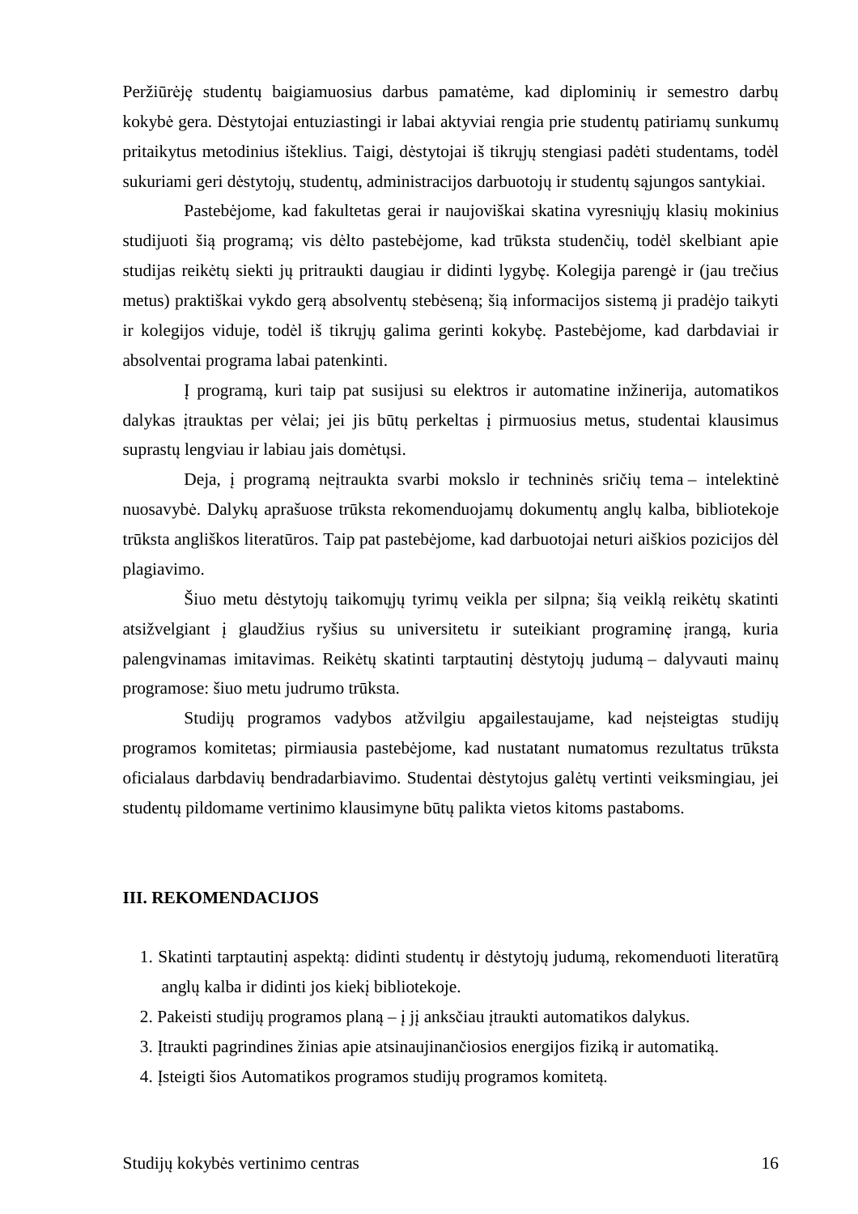Peržiūrėję studentų baigiamuosius darbus pamatėme, kad diplominių ir semestro darbų kokybė gera. Dėstytojai entuziastingi ir labai aktyviai rengia prie studentų patiriamų sunkumų pritaikytus metodinius išteklius. Taigi, dėstytojai iš tikrųjų stengiasi padėti studentams, todėl sukuriami geri dėstytojų, studentų, administracijos darbuotojų ir studentų sąjungos santykiai.

Pastebėjome, kad fakultetas gerai ir naujoviškai skatina vyresniųjų klasių mokinius studijuoti šią programą; vis dėlto pastebėjome, kad trūksta studenčių, todėl skelbiant apie studijas reikėtų siekti jų pritraukti daugiau ir didinti lygybę. Kolegija parengė ir (jau trečius metus) praktiškai vykdo gerą absolventų stebėseną; šią informacijos sistemą ji pradėjo taikyti ir kolegijos viduje, todėl iš tikrųjų galima gerinti kokybę. Pastebėjome, kad darbdaviai ir absolventai programa labai patenkinti.

Į programą, kuri taip pat susijusi su elektros ir automatine inžinerija, automatikos dalykas įtrauktas per vėlai; jei jis būtų perkeltas į pirmuosius metus, studentai klausimus suprastų lengviau ir labiau jais domėtųsi.

Deja, į programą neįtraukta svarbi mokslo ir techninės sričių tema – intelektinė nuosavybė. Dalykų aprašuose trūksta rekomenduojamų dokumentų anglų kalba, bibliotekoje trūksta angliškos literatūros. Taip pat pastebėjome, kad darbuotojai neturi aiškios pozicijos dėl plagiavimo.

Šiuo metu dėstytojų taikomųjų tyrimų veikla per silpna; šią veiklą reikėtų skatinti atsižvelgiant į glaudžius ryšius su universitetu ir suteikiant programinę įrangą, kuria palengvinamas imitavimas. Reikėtų skatinti tarptautinį dėstytojų judumą – dalyvauti mainų programose: šiuo metu judrumo trūksta.

Studijų programos vadybos atžvilgiu apgailestaujame, kad neįsteigtas studijų programos komitetas; pirmiausia pastebėjome, kad nustatant numatomus rezultatus trūksta oficialaus darbdavių bendradarbiavimo. Studentai dėstytojus galėtų vertinti veiksmingiau, jei studentų pildomame vertinimo klausimyne būtų palikta vietos kitoms pastaboms.

## III. REKOMENDACIJOS

1. Skatinti tarptautinį aspektą: didinti studentų ir dėstytojų judumą, rekomenduoti literatūrą anglų kalba ir didinti jos kiekį bibliotekoje.
2. Pakeisti studijų programos planą – į jį anksčiau įtraukti automatikos dalykus.
3. Įtraukti pagrindines žinias apie atsinaujinančiosios energijos fiziką ir automatiką.
4. Įsteigti šios Automatikos programos studijų programos komitetą.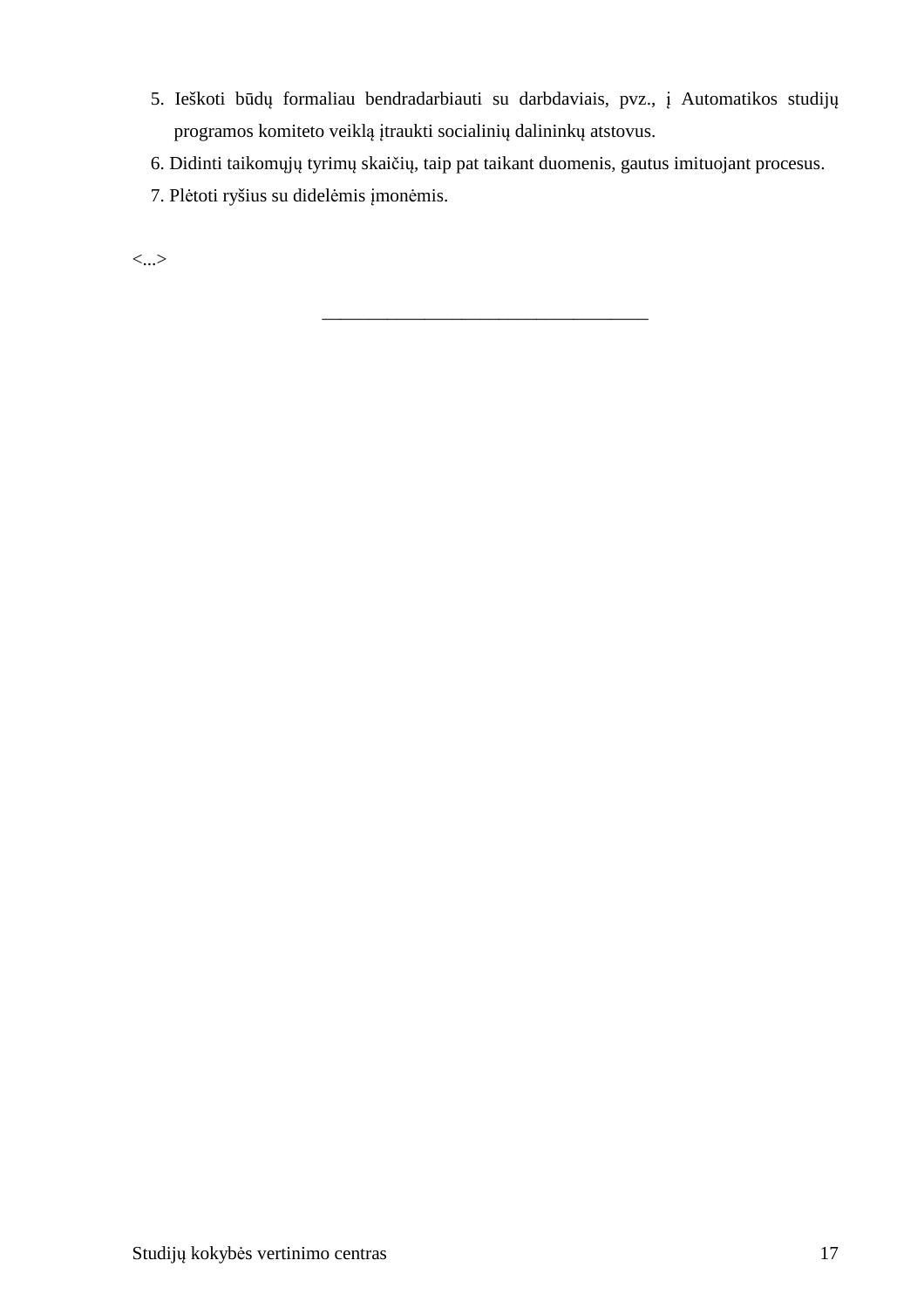5. Ieškoti būdų formaliau bendradarbiauti su darbdaviais, pvz., į Automatikos studijų programos komiteto veiklą įtraukti socialinių dalininkų atstovus.
6. Didinti taikomųjų tyrimų skaičių, taip pat taikant duomenis, gautus imituojant procesus.
7. Plėtoti ryšius su didelėmis įmonėmis.

<...>

___________________________________